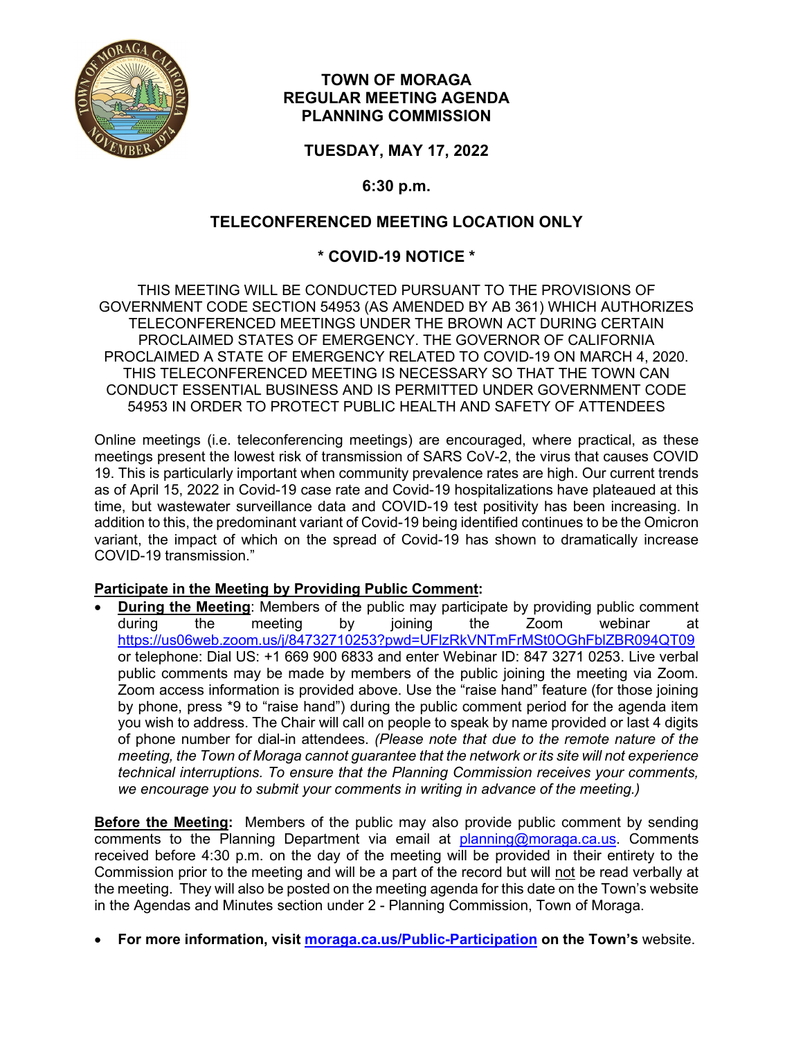# TOWN OF MORAGA
# REGULAR MEETING AGENDA
# PLANNING COMMISSION

## TUESDAY, MAY 17, 2022

## 6:30 p.m.

## TELECONFERENCED MEETING LOCATION ONLY

## * COVID-19 NOTICE *

THIS MEETING WILL BE CONDUCTED PURSUANT TO THE PROVISIONS OF GOVERNMENT CODE SECTION 54953 (AS AMENDED BY AB 361) WHICH AUTHORIZES TELECONFERENCED MEETINGS UNDER THE BROWN ACT DURING CERTAIN PROCLAIMED STATES OF EMERGENCY. THE GOVERNOR OF CALIFORNIA PROCLAIMED A STATE OF EMERGENCY RELATED TO COVID-19 ON MARCH 4, 2020. THIS TELECONFERENCED MEETING IS NECESSARY SO THAT THE TOWN CAN CONDUCT ESSENTIAL BUSINESS AND IS PERMITTED UNDER GOVERNMENT CODE 54953 IN ORDER TO PROTECT PUBLIC HEALTH AND SAFETY OF ATTENDEES

Online meetings (i.e. teleconferencing meetings) are encouraged, where practical, as these meetings present the lowest risk of transmission of SARS CoV-2, the virus that causes COVID 19. This is particularly important when community prevalence rates are high. Our current trends as of April 15, 2022 in Covid-19 case rate and Covid-19 hospitalizations have plateaued at this time, but wastewater surveillance data and COVID-19 test positivity has been increasing. In addition to this, the predominant variant of Covid-19 being identified continues to be the Omicron variant, the impact of which on the spread of Covid-19 has shown to dramatically increase COVID-19 transmission."

**Participate in the Meeting by Providing Public Comment:**

- **During the Meeting**: Members of the public may participate by providing public comment during the meeting by joining the Zoom webinar at https://us06web.zoom.us/j/84732710253?pwd=UFlzRkVNTmFrMSt0OGhFblZBR094QT09 or telephone: Dial US: +1 669 900 6833 and enter Webinar ID: 847 3271 0253. Live verbal public comments may be made by members of the public joining the meeting via Zoom. Zoom access information is provided above. Use the "raise hand" feature (for those joining by phone, press *9 to "raise hand") during the public comment period for the agenda item you wish to address. The Chair will call on people to speak by name provided or last 4 digits of phone number for dial-in attendees. *(Please note that due to the remote nature of the meeting, the Town of Moraga cannot guarantee that the network or its site will not experience technical interruptions. To ensure that the Planning Commission receives your comments, we encourage you to submit your comments in writing in advance of the meeting.)*

**Before the Meeting:** Members of the public may also provide public comment by sending comments to the Planning Department via email at planning@moraga.ca.us. Comments received before 4:30 p.m. on the day of the meeting will be provided in their entirety to the Commission prior to the meeting and will be a part of the record but will not be read verbally at the meeting. They will also be posted on the meeting agenda for this date on the Town's website in the Agendas and Minutes section under 2 - Planning Commission, Town of Moraga.

- **For more information, visit moraga.ca.us/Public-Participation on the Town's** website.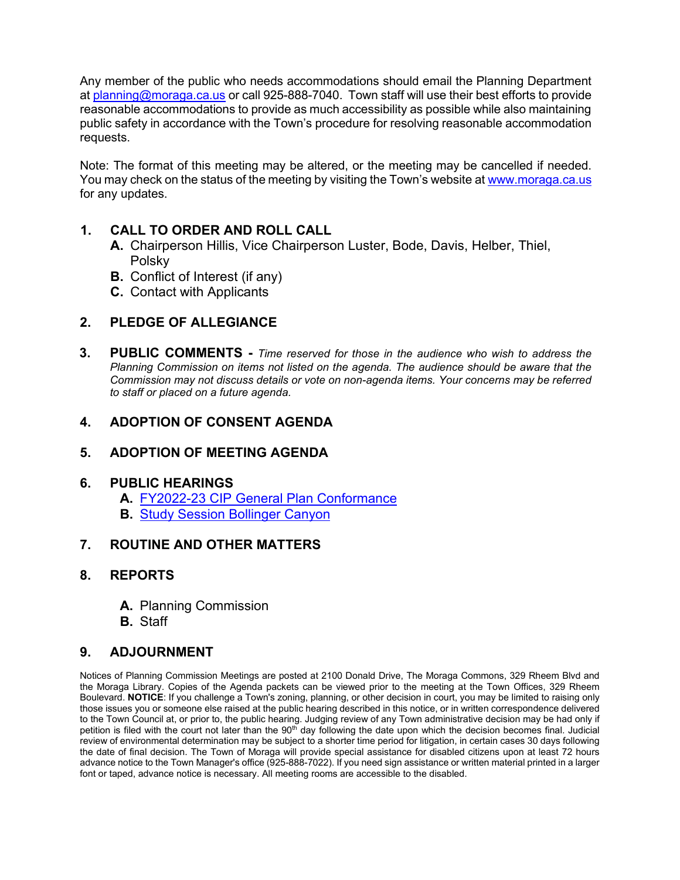Any member of the public who needs accommodations should email the Planning Department at [planning@moraga.ca.us](mailto:planning@moraga.ca.us) or call 925-888-7040. Town staff will use their best efforts to provide reasonable accommodations to provide as much accessibility as possible while also maintaining public safety in accordance with the Town's procedure for resolving reasonable accommodation requests.

Note: The format of this meeting may be altered, or the meeting may be cancelled if needed. You may check on the status of the meeting by visiting the Town's website at [www.moraga.ca.us](http://www.moraga.ca.us) for any updates.

## 1. CALL TO ORDER AND ROLL CALL

**A.** Chairperson Hillis, Vice Chairperson Luster, Bode, Davis, Helber, Thiel, Polsky
**B.** Conflict of Interest (if any)
**C.** Contact with Applicants

## 2. PLEDGE OF ALLEGIANCE

## 3. PUBLIC COMMENTS - *Time reserved for those in the audience who wish to address the Planning Commission on items not listed on the agenda. The audience should be aware that the Commission may not discuss details or vote on non-agenda items. Your concerns may be referred to staff or placed on a future agenda.*

## 4. ADOPTION OF CONSENT AGENDA

## 5. ADOPTION OF MEETING AGENDA

## 6. PUBLIC HEARINGS

**A.** FY2022-23 CIP General Plan Conformance
**B.** Study Session Bollinger Canyon

## 7. ROUTINE AND OTHER MATTERS

## 8. REPORTS

**A.** Planning Commission
**B.** Staff

## 9. ADJOURNMENT

Notices of Planning Commission Meetings are posted at 2100 Donald Drive, The Moraga Commons, 329 Rheem Blvd and the Moraga Library. Copies of the Agenda packets can be viewed prior to the meeting at the Town Offices, 329 Rheem Boulevard. **NOTICE**: If you challenge a Town's zoning, planning, or other decision in court, you may be limited to raising only those issues you or someone else raised at the public hearing described in this notice, or in written correspondence delivered to the Town Council at, or prior to, the public hearing. Judging review of any Town administrative decision may be had only if petition is filed with the court not later than the 90th day following the date upon which the decision becomes final. Judicial review of environmental determination may be subject to a shorter time period for litigation, in certain cases 30 days following the date of final decision. The Town of Moraga will provide special assistance for disabled citizens upon at least 72 hours advance notice to the Town Manager's office (925-888-7022). If you need sign assistance or written material printed in a larger font or taped, advance notice is necessary. All meeting rooms are accessible to the disabled.